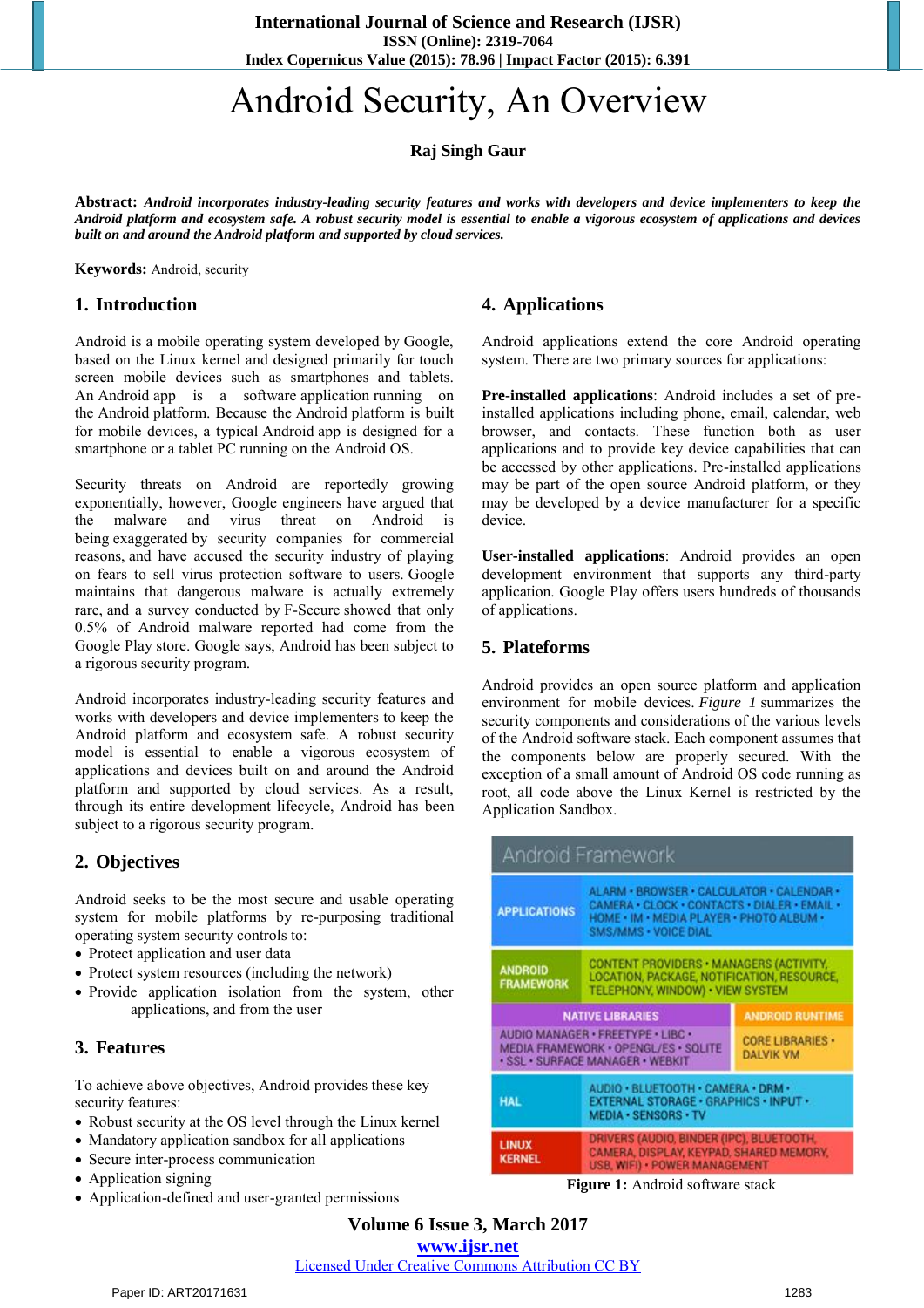# Android Security, An Overview

**Raj Singh Gaur**

**Abstract:** ***Android incorporates industry-leading security features and works with developers and device implementers to keep the Android platform and ecosystem safe. A robust security model is essential to enable a vigorous ecosystem of applications and devices built on and around the Android platform and supported by cloud services.***

**Keywords:** Android, security

## 1. Introduction

Android is a mobile operating system developed by Google, based on the Linux kernel and designed primarily for touch screen mobile devices such as smartphones and tablets. An Android app is a software application running on the Android platform. Because the Android platform is built for mobile devices, a typical Android app is designed for a smartphone or a tablet PC running on the Android OS.

Security threats on Android are reportedly growing exponentially, however, Google engineers have argued that the malware and virus threat on Android is being exaggerated by security companies for commercial reasons, and have accused the security industry of playing on fears to sell virus protection software to users. Google maintains that dangerous malware is actually extremely rare, and a survey conducted by F-Secure showed that only 0.5% of Android malware reported had come from the Google Play store. Google says, Android has been subject to a rigorous security program.

Android incorporates industry-leading security features and works with developers and device implementers to keep the Android platform and ecosystem safe. A robust security model is essential to enable a vigorous ecosystem of applications and devices built on and around the Android platform and supported by cloud services. As a result, through its entire development lifecycle, Android has been subject to a rigorous security program.

## 2. Objectives

Android seeks to be the most secure and usable operating system for mobile platforms by re-purposing traditional operating system security controls to:

- Protect application and user data
- Protect system resources (including the network)
- Provide application isolation from the system, other applications, and from the user

## 3. Features

To achieve above objectives, Android provides these key security features:

- Robust security at the OS level through the Linux kernel
- Mandatory application sandbox for all applications
- Secure inter-process communication
- Application signing
- Application-defined and user-granted permissions

## 4. Applications

Android applications extend the core Android operating system. There are two primary sources for applications:

**Pre-installed applications**: Android includes a set of pre-installed applications including phone, email, calendar, web browser, and contacts. These function both as user applications and to provide key device capabilities that can be accessed by other applications. Pre-installed applications may be part of the open source Android platform, or they may be developed by a device manufacturer for a specific device.

**User-installed applications**: Android provides an open development environment that supports any third-party application. Google Play offers users hundreds of thousands of applications.

## 5. Plateforms

Android provides an open source platform and application environment for mobile devices. *Figure 1* summarizes the security components and considerations of the various levels of the Android software stack. Each component assumes that the components below are properly secured. With the exception of a small amount of Android OS code running as root, all code above the Linux Kernel is restricted by the Application Sandbox.

| Android Framework | |
|---|---|
| APPLICATIONS | ALARM • BROWSER • CALCULATOR • CALENDAR • CAMERA • CLOCK • CONTACTS • DIALER • EMAIL • HOME • IM • MEDIA PLAYER • PHOTO ALBUM • SMS/MMS • VOICE DIAL |
| ANDROID FRAMEWORK | CONTENT PROVIDERS • MANAGERS (ACTIVITY, LOCATION, PACKAGE, NOTIFICATION, RESOURCE, TELEPHONY, WINDOW) • VIEW SYSTEM |
| NATIVE LIBRARIES | AUDIO MANAGER • FREETYPE • LIBC • MEDIA FRAMEWORK • OPENGL/ES • SQLITE • SSL • SURFACE MANAGER • WEBKIT |
| ANDROID RUNTIME | CORE LIBRARIES • DALVIK VM |
| HAL | AUDIO • BLUETOOTH • CAMERA • DRM • EXTERNAL STORAGE • GRAPHICS • INPUT • MEDIA • SENSORS • TV |
| LINUX KERNEL | DRIVERS (AUDIO, BINDER (IPC), BLUETOOTH, CAMERA, DISPLAY, KEYPAD, SHARED MEMORY, USB, WIFI) • POWER MANAGEMENT |

**Figure 1:** Android software stack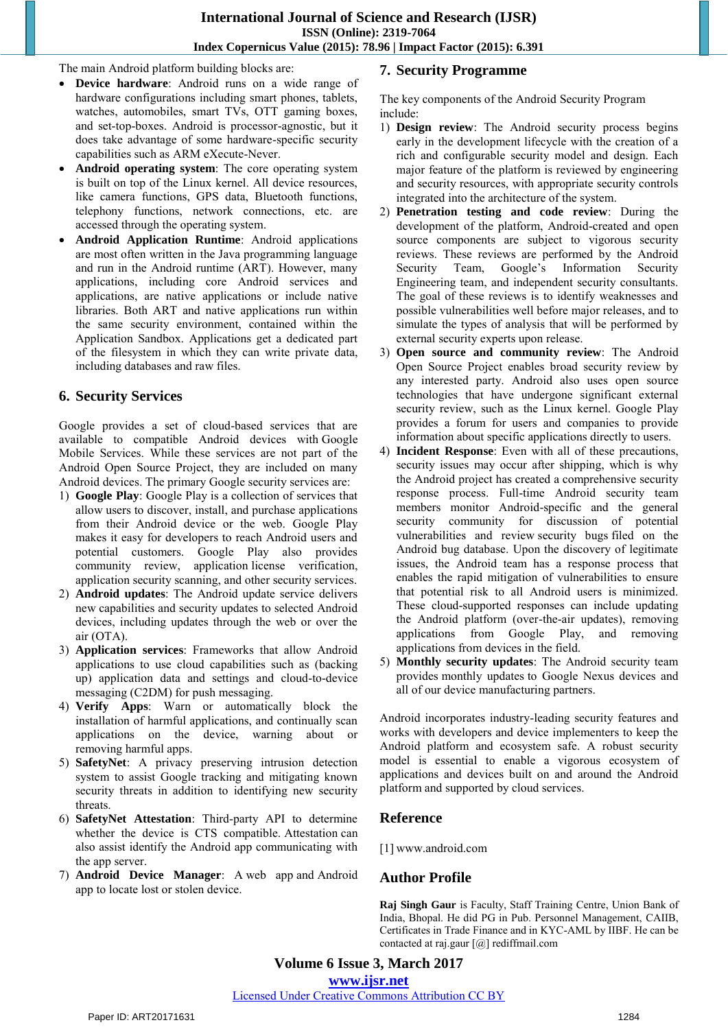The main Android platform building blocks are:

- **Device hardware**: Android runs on a wide range of hardware configurations including smart phones, tablets, watches, automobiles, smart TVs, OTT gaming boxes, and set-top-boxes. Android is processor-agnostic, but it does take advantage of some hardware-specific security capabilities such as ARM eXecute-Never.
- **Android operating system**: The core operating system is built on top of the Linux kernel. All device resources, like camera functions, GPS data, Bluetooth functions, telephony functions, network connections, etc. are accessed through the operating system.
- **Android Application Runtime**: Android applications are most often written in the Java programming language and run in the Android runtime (ART). However, many applications, including core Android services and applications, are native applications or include native libraries. Both ART and native applications run within the same security environment, contained within the Application Sandbox. Applications get a dedicated part of the filesystem in which they can write private data, including databases and raw files.

## 6. Security Services

Google provides a set of cloud-based services that are available to compatible Android devices with Google Mobile Services. While these services are not part of the Android Open Source Project, they are included on many Android devices. The primary Google security services are:

1) **Google Play**: Google Play is a collection of services that allow users to discover, install, and purchase applications from their Android device or the web. Google Play makes it easy for developers to reach Android users and potential customers. Google Play also provides community review, application license verification, application security scanning, and other security services.
2) **Android updates**: The Android update service delivers new capabilities and security updates to selected Android devices, including updates through the web or over the air (OTA).
3) **Application services**: Frameworks that allow Android applications to use cloud capabilities such as (backing up) application data and settings and cloud-to-device messaging (C2DM) for push messaging.
4) **Verify Apps**: Warn or automatically block the installation of harmful applications, and continually scan applications on the device, warning about or removing harmful apps.
5) **SafetyNet**: A privacy preserving intrusion detection system to assist Google tracking and mitigating known security threats in addition to identifying new security threats.
6) **SafetyNet Attestation**: Third-party API to determine whether the device is CTS compatible. Attestation can also assist identify the Android app communicating with the app server.
7) **Android Device Manager**: A web app and Android app to locate lost or stolen device.

## 7. Security Programme

The key components of the Android Security Program include:

1) **Design review**: The Android security process begins early in the development lifecycle with the creation of a rich and configurable security model and design. Each major feature of the platform is reviewed by engineering and security resources, with appropriate security controls integrated into the architecture of the system.
2) **Penetration testing and code review**: During the development of the platform, Android-created and open source components are subject to vigorous security reviews. These reviews are performed by the Android Security Team, Google's Information Security Engineering team, and independent security consultants. The goal of these reviews is to identify weaknesses and possible vulnerabilities well before major releases, and to simulate the types of analysis that will be performed by external security experts upon release.
3) **Open source and community review**: The Android Open Source Project enables broad security review by any interested party. Android also uses open source technologies that have undergone significant external security review, such as the Linux kernel. Google Play provides a forum for users and companies to provide information about specific applications directly to users.
4) **Incident Response**: Even with all of these precautions, security issues may occur after shipping, which is why the Android project has created a comprehensive security response process. Full-time Android security team members monitor Android-specific and the general security community for discussion of potential vulnerabilities and review security bugs filed on the Android bug database. Upon the discovery of legitimate issues, the Android team has a response process that enables the rapid mitigation of vulnerabilities to ensure that potential risk to all Android users is minimized. These cloud-supported responses can include updating the Android platform (over-the-air updates), removing applications from Google Play, and removing applications from devices in the field.
5) **Monthly security updates**: The Android security team provides monthly updates to Google Nexus devices and all of our device manufacturing partners.

Android incorporates industry-leading security features and works with developers and device implementers to keep the Android platform and ecosystem safe. A robust security model is essential to enable a vigorous ecosystem of applications and devices built on and around the Android platform and supported by cloud services.

## Reference

[1] www.android.com

## Author Profile

**Raj Singh Gaur** is Faculty, Staff Training Centre, Union Bank of India, Bhopal. He did PG in Pub. Personnel Management, CAIIB, Certificates in Trade Finance and in KYC-AML by IIBF. He can be contacted at raj.gaur [@] rediffmail.com